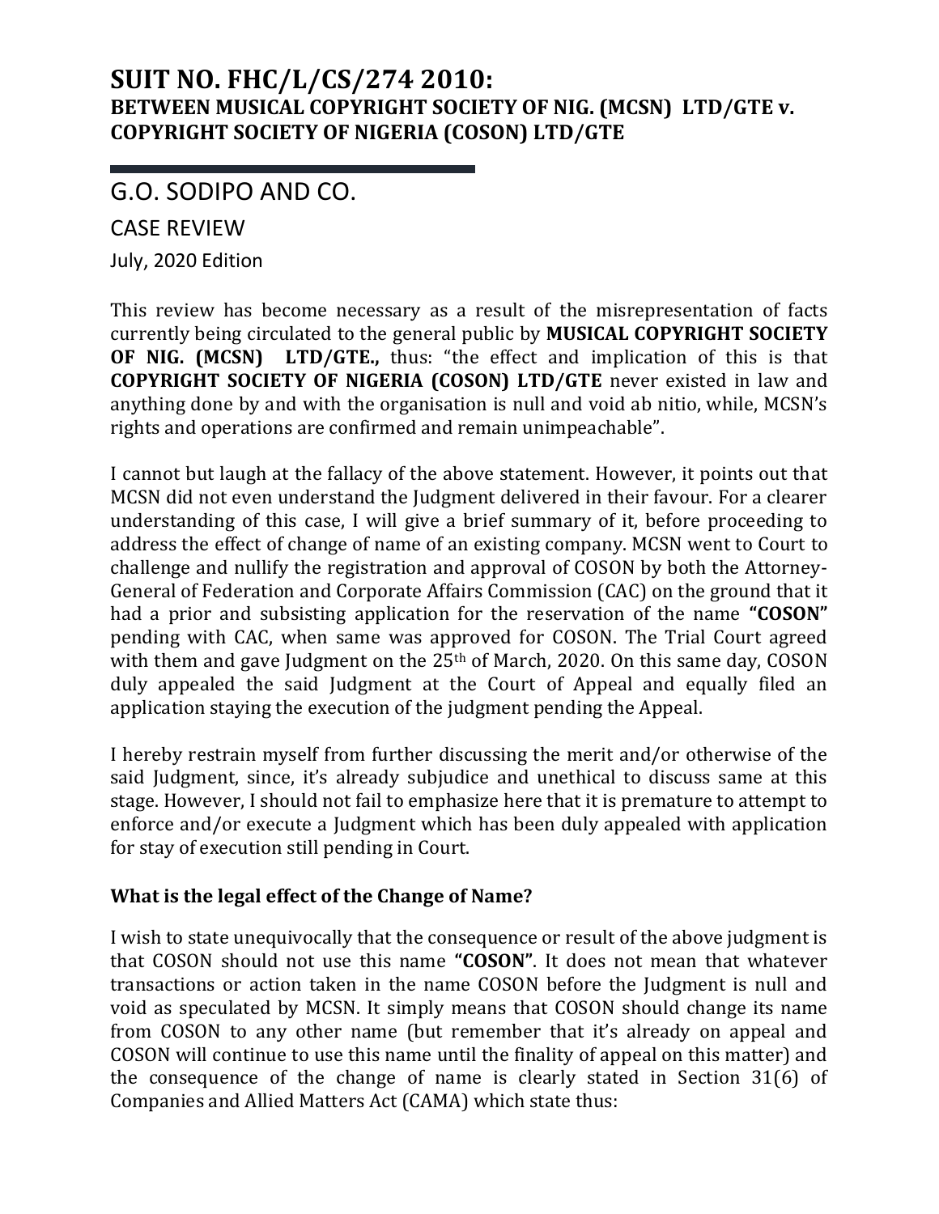# SUIT NO. FHC/L/CS/274 2010:

## BETWEEN MUSICAL COPYRIGHT SOCIETY OF NIG. (MCSN) LTD/GTE v. COPYRIGHT SOCIETY OF NIGERIA (COSON) LTD/GTE

G.O. SODIPO AND CO.

CASE REVIEW

July, 2020 Edition

This review has become necessary as a result of the misrepresentation of facts currently being circulated to the general public by **MUSICAL COPYRIGHT SOCIETY OF NIG. (MCSN) LTD/GTE.,** thus: "the effect and implication of this is that **COPYRIGHT SOCIETY OF NIGERIA (COSON) LTD/GTE** never existed in law and anything done by and with the organisation is null and void ab nitio, while, MCSN's rights and operations are confirmed and remain unimpeachable".

I cannot but laugh at the fallacy of the above statement. However, it points out that MCSN did not even understand the Judgment delivered in their favour. For a clearer understanding of this case, I will give a brief summary of it, before proceeding to address the effect of change of name of an existing company. MCSN went to Court to challenge and nullify the registration and approval of COSON by both the Attorney-General of Federation and Corporate Affairs Commission (CAC) on the ground that it had a prior and subsisting application for the reservation of the name **"COSON"** pending with CAC, when same was approved for COSON. The Trial Court agreed with them and gave Judgment on the 25th of March, 2020. On this same day, COSON duly appealed the said Judgment at the Court of Appeal and equally filed an application staying the execution of the judgment pending the Appeal.

I hereby restrain myself from further discussing the merit and/or otherwise of the said Judgment, since, it's already subjudice and unethical to discuss same at this stage. However, I should not fail to emphasize here that it is premature to attempt to enforce and/or execute a Judgment which has been duly appealed with application for stay of execution still pending in Court.

### What is the legal effect of the Change of Name?

I wish to state unequivocally that the consequence or result of the above judgment is that COSON should not use this name **"COSON"**. It does not mean that whatever transactions or action taken in the name COSON before the Judgment is null and void as speculated by MCSN. It simply means that COSON should change its name from COSON to any other name (but remember that it's already on appeal and COSON will continue to use this name until the finality of appeal on this matter) and the consequence of the change of name is clearly stated in Section 31(6) of Companies and Allied Matters Act (CAMA) which state thus: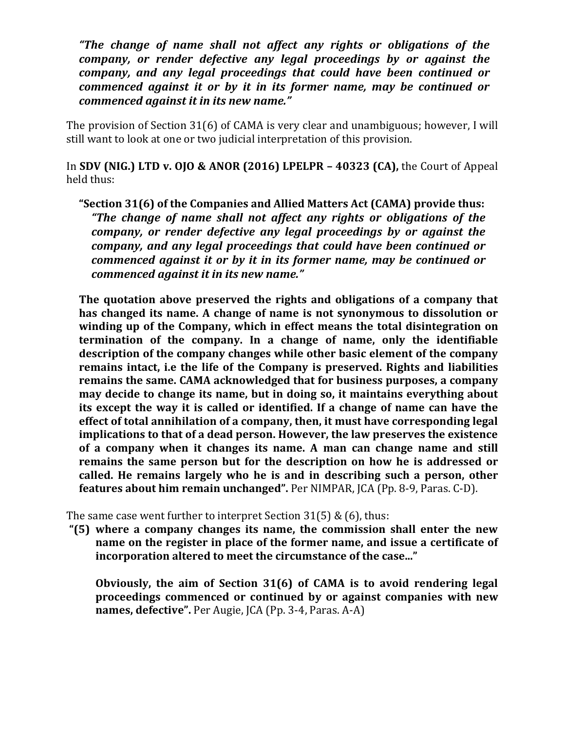***"The change of name shall not affect any rights or obligations of the company, or render defective any legal proceedings by or against the company, and any legal proceedings that could have been continued or commenced against it or by it in its former name, may be continued or commenced against it in its new name."***

The provision of Section 31(6) of CAMA is very clear and unambiguous; however, I will still want to look at one or two judicial interpretation of this provision.

In **SDV (NIG.) LTD v. OJO & ANOR (2016) LPELPR – 40323 (CA),** the Court of Appeal held thus:

> **"Section 31(6) of the Companies and Allied Matters Act (CAMA) provide thus:**
> ***"The change of name shall not affect any rights or obligations of the company, or render defective any legal proceedings by or against the company, and any legal proceedings that could have been continued or commenced against it or by it in its former name, may be continued or commenced against it in its new name."***
>
> **The quotation above preserved the rights and obligations of a company that has changed its name. A change of name is not synonymous to dissolution or winding up of the Company, which in effect means the total disintegration on termination of the company. In a change of name, only the identifiable description of the company changes while other basic element of the company remains intact, i.e the life of the Company is preserved. Rights and liabilities remains the same. CAMA acknowledged that for business purposes, a company may decide to change its name, but in doing so, it maintains everything about its except the way it is called or identified. If a change of name can have the effect of total annihilation of a company, then, it must have corresponding legal implications to that of a dead person. However, the law preserves the existence of a company when it changes its name. A man can change name and still remains the same person but for the description on how he is addressed or called. He remains largely who he is and in describing such a person, other features about him remain unchanged".** Per NIMPAR, JCA (Pp. 8-9, Paras. C-D).

The same case went further to interpret Section 31(5) & (6), thus:

> **"(5) where a company changes its name, the commission shall enter the new name on the register in place of the former name, and issue a certificate of incorporation altered to meet the circumstance of the case..."**
>
> **Obviously, the aim of Section 31(6) of CAMA is to avoid rendering legal proceedings commenced or continued by or against companies with new names, defective".** Per Augie, JCA (Pp. 3-4, Paras. A-A)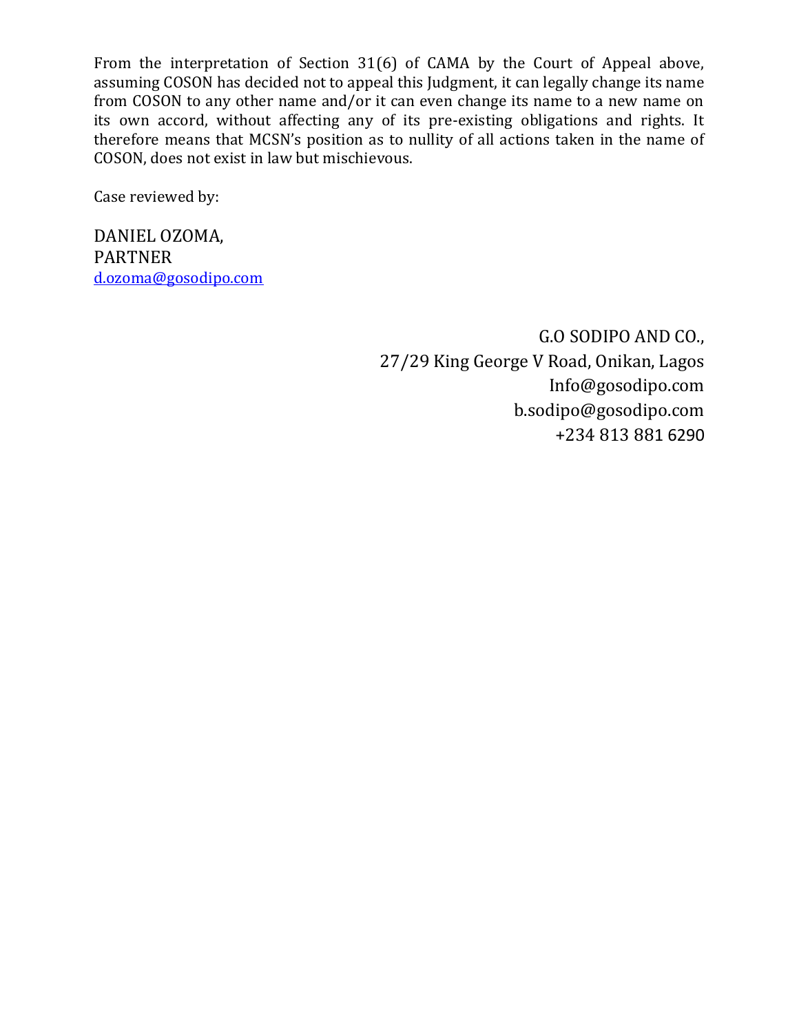From the interpretation of Section 31(6) of CAMA by the Court of Appeal above, assuming COSON has decided not to appeal this Judgment, it can legally change its name from COSON to any other name and/or it can even change its name to a new name on its own accord, without affecting any of its pre-existing obligations and rights. It therefore means that MCSN's position as to nullity of all actions taken in the name of COSON, does not exist in law but mischievous.

Case reviewed by:

DANIEL OZOMA,
PARTNER
d.ozoma@gosodipo.com

G.O SODIPO AND CO.,
27/29 King George V Road, Onikan, Lagos
Info@gosodipo.com
b.sodipo@gosodipo.com
+234 813 881 6290